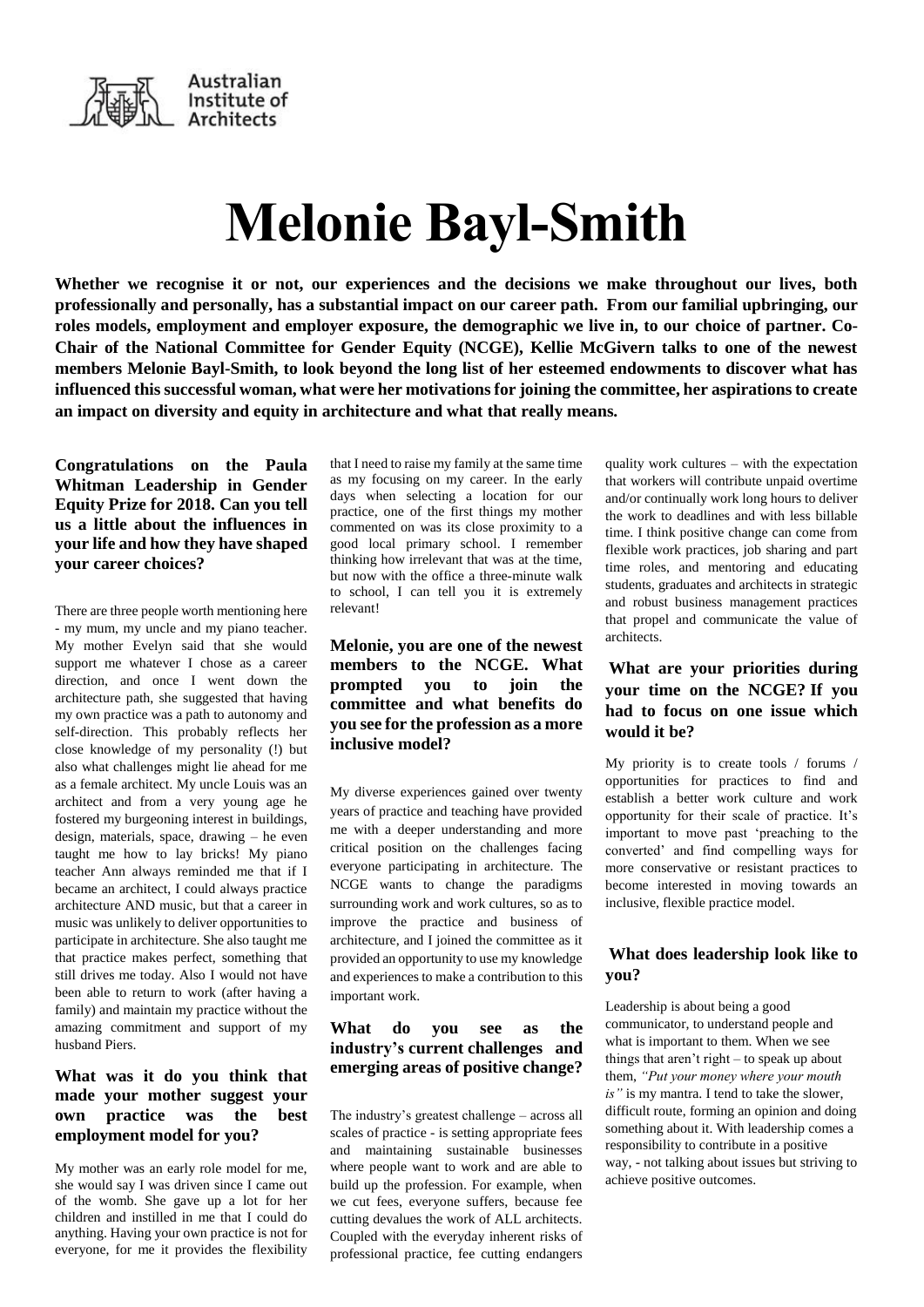Australian Institute of Architects

# Melonie Bayl-Smith

**Whether we recognise it or not, our experiences and the decisions we make throughout our lives, both professionally and personally, has a substantial impact on our career path. From our familial upbringing, our roles models, employment and employer exposure, the demographic we live in, to our choice of partner. Co-Chair of the National Committee for Gender Equity (NCGE), Kellie McGivern talks to one of the newest members Melonie Bayl-Smith, to look beyond the long list of her esteemed endowments to discover what has influenced this successful woman, what were her motivations for joining the committee, her aspirations to create an impact on diversity and equity in architecture and what that really means.**

### Congratulations on the Paula Whitman Leadership in Gender Equity Prize for 2018. Can you tell us a little about the influences in your life and how they have shaped your career choices?

There are three people worth mentioning here - my mum, my uncle and my piano teacher. My mother Evelyn said that she would support me whatever I chose as a career direction, and once I went down the architecture path, she suggested that having my own practice was a path to autonomy and self-direction. This probably reflects her close knowledge of my personality (!) but also what challenges might lie ahead for me as a female architect. My uncle Louis was an architect and from a very young age he fostered my burgeoning interest in buildings, design, materials, space, drawing – he even taught me how to lay bricks! My piano teacher Ann always reminded me that if I became an architect, I could always practice architecture AND music, but that a career in music was unlikely to deliver opportunities to participate in architecture. She also taught me that practice makes perfect, something that still drives me today. Also I would not have been able to return to work (after having a family) and maintain my practice without the amazing commitment and support of my husband Piers.

### What was it do you think that made your mother suggest your own practice was the best employment model for you?

My mother was an early role model for me, she would say I was driven since I came out of the womb. She gave up a lot for her children and instilled in me that I could do anything. Having your own practice is not for everyone, for me it provides the flexibility that I need to raise my family at the same time as my focusing on my career. In the early days when selecting a location for our practice, one of the first things my mother commented on was its close proximity to a good local primary school. I remember thinking how irrelevant that was at the time, but now with the office a three-minute walk to school, I can tell you it is extremely relevant!

### Melonie, you are one of the newest members to the NCGE. What prompted you to join the committee and what benefits do you see for the profession as a more inclusive model?

My diverse experiences gained over twenty years of practice and teaching have provided me with a deeper understanding and more critical position on the challenges facing everyone participating in architecture. The NCGE wants to change the paradigms surrounding work and work cultures, so as to improve the practice and business of architecture, and I joined the committee as it provided an opportunity to use my knowledge and experiences to make a contribution to this important work.

### What do you see as the industry's current challenges and emerging areas of positive change?

The industry's greatest challenge – across all scales of practice - is setting appropriate fees and maintaining sustainable businesses where people want to work and are able to build up the profession. For example, when we cut fees, everyone suffers, because fee cutting devalues the work of ALL architects. Coupled with the everyday inherent risks of professional practice, fee cutting endangers quality work cultures – with the expectation that workers will contribute unpaid overtime and/or continually work long hours to deliver the work to deadlines and with less billable time. I think positive change can come from flexible work practices, job sharing and part time roles, and mentoring and educating students, graduates and architects in strategic and robust business management practices that propel and communicate the value of architects.

### What are your priorities during your time on the NCGE? If you had to focus on one issue which would it be?

My priority is to create tools / forums / opportunities for practices to find and establish a better work culture and work opportunity for their scale of practice. It's important to move past 'preaching to the converted' and find compelling ways for more conservative or resistant practices to become interested in moving towards an inclusive, flexible practice model.

### What does leadership look like to you?

Leadership is about being a good communicator, to understand people and what is important to them. When we see things that aren't right – to speak up about them, *"Put your money where your mouth is"* is my mantra. I tend to take the slower, difficult route, forming an opinion and doing something about it. With leadership comes a responsibility to contribute in a positive way, - not talking about issues but striving to achieve positive outcomes.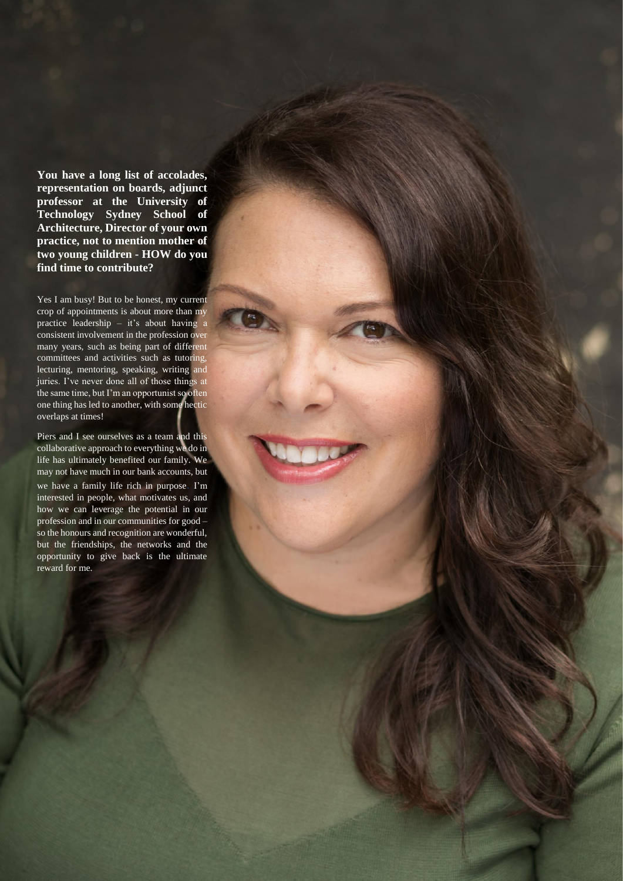**You have a long list of accolades, representation on boards, adjunct professor at the University of Technology Sydney School of Architecture, Director of your own practice, not to mention mother of two young children - HOW do you find time to contribute?**

Yes I am busy! But to be honest, my current crop of appointments is about more than my practice leadership – it's about having a consistent involvement in the profession over many years, such as being part of different committees and activities such as tutoring, lecturing, mentoring, speaking, writing and juries. I've never done all of those things at the same time, but I'm an opportunist so often one thing has led to another, with some hectic overlaps at times!

Piers and I see ourselves as a team and this collaborative approach to everything we do in life has ultimately benefited our family. We may not have much in our bank accounts, but we have a family life rich in purpose. I'm interested in people, what motivates us, and how we can leverage the potential in our profession and in our communities for good – so the honours and recognition are wonderful, but the friendships, the networks and the opportunity to give back is the ultimate reward for me.